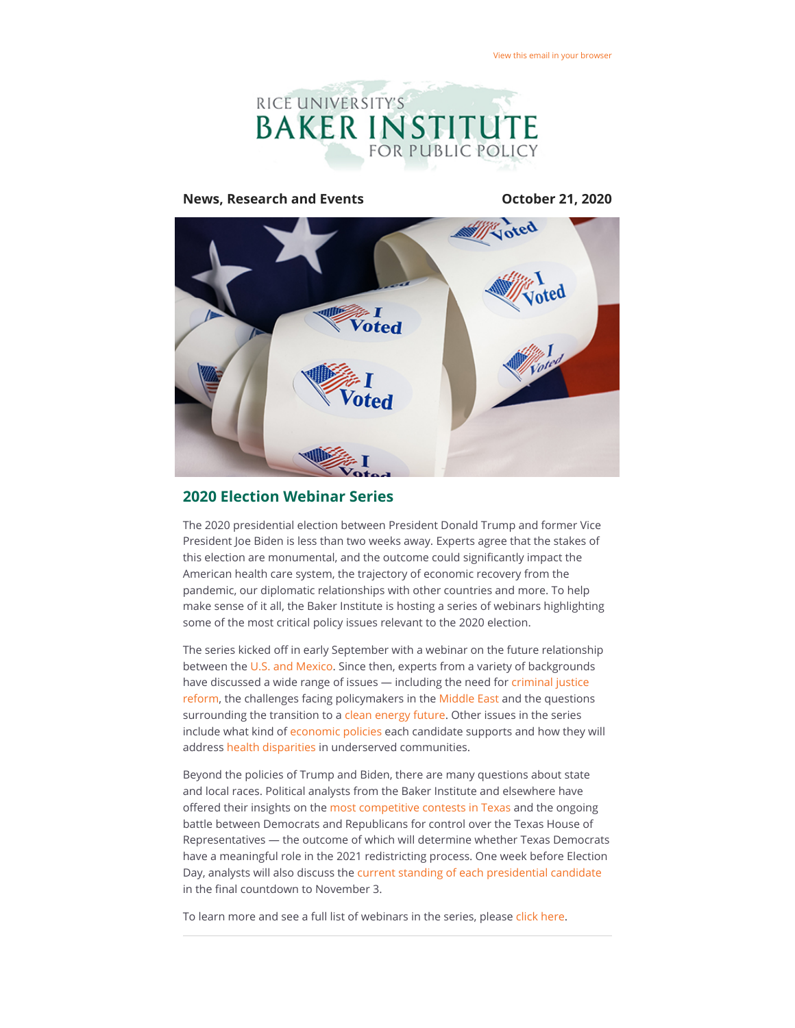View this email in your browser

RICE UNIVERSITY'S
BAKER INSTITUTE
FOR PUBLIC POLICY

**News, Research and Events** **October 21, 2020**

## 2020 Election Webinar Series

The 2020 presidential election between President Donald Trump and former Vice President Joe Biden is less than two weeks away. Experts agree that the stakes of this election are monumental, and the outcome could significantly impact the American health care system, the trajectory of economic recovery from the pandemic, our diplomatic relationships with other countries and more. To help make sense of it all, the Baker Institute is hosting a series of webinars highlighting some of the most critical policy issues relevant to the 2020 election.

The series kicked off in early September with a webinar on the future relationship between the U.S. and Mexico. Since then, experts from a variety of backgrounds have discussed a wide range of issues — including the need for criminal justice reform, the challenges facing policymakers in the Middle East and the questions surrounding the transition to a clean energy future. Other issues in the series include what kind of economic policies each candidate supports and how they will address health disparities in underserved communities.

Beyond the policies of Trump and Biden, there are many questions about state and local races. Political analysts from the Baker Institute and elsewhere have offered their insights on the most competitive contests in Texas and the ongoing battle between Democrats and Republicans for control over the Texas House of Representatives — the outcome of which will determine whether Texas Democrats have a meaningful role in the 2021 redistricting process. One week before Election Day, analysts will also discuss the current standing of each presidential candidate in the final countdown to November 3.

To learn more and see a full list of webinars in the series, please click here.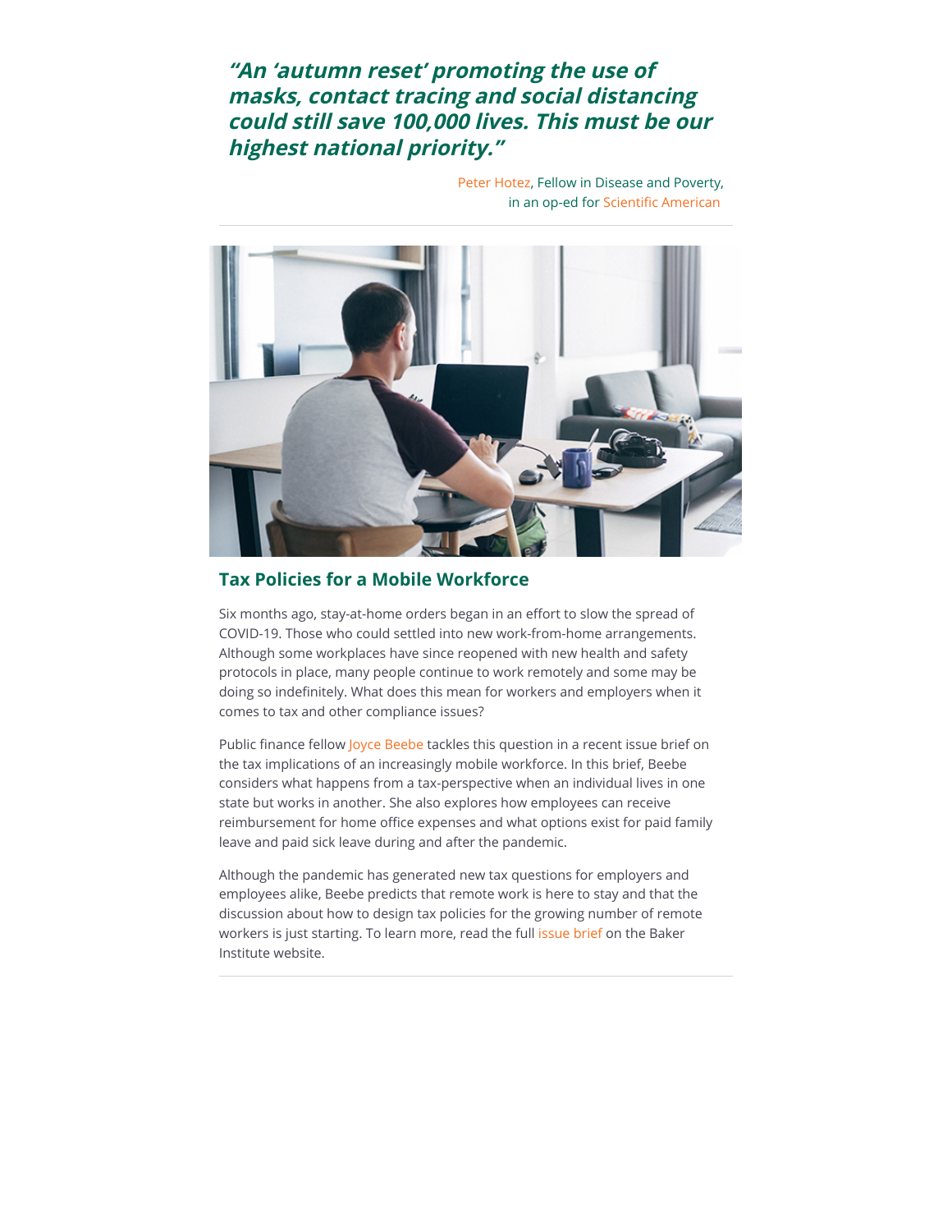*"An 'autumn reset' promoting the use of masks, contact tracing and social distancing could still save 100,000 lives. This must be our highest national priority."*

Peter Hotez, Fellow in Disease and Poverty, in an op-ed for Scientific American

---

## Tax Policies for a Mobile Workforce

Six months ago, stay-at-home orders began in an effort to slow the spread of COVID-19. Those who could settled into new work-from-home arrangements. Although some workplaces have since reopened with new health and safety protocols in place, many people continue to work remotely and some may be doing so indefinitely. What does this mean for workers and employers when it comes to tax and other compliance issues?

Public finance fellow Joyce Beebe tackles this question in a recent issue brief on the tax implications of an increasingly mobile workforce. In this brief, Beebe considers what happens from a tax-perspective when an individual lives in one state but works in another. She also explores how employees can receive reimbursement for home office expenses and what options exist for paid family leave and paid sick leave during and after the pandemic.

Although the pandemic has generated new tax questions for employers and employees alike, Beebe predicts that remote work is here to stay and that the discussion about how to design tax policies for the growing number of remote workers is just starting. To learn more, read the full issue brief on the Baker Institute website.

---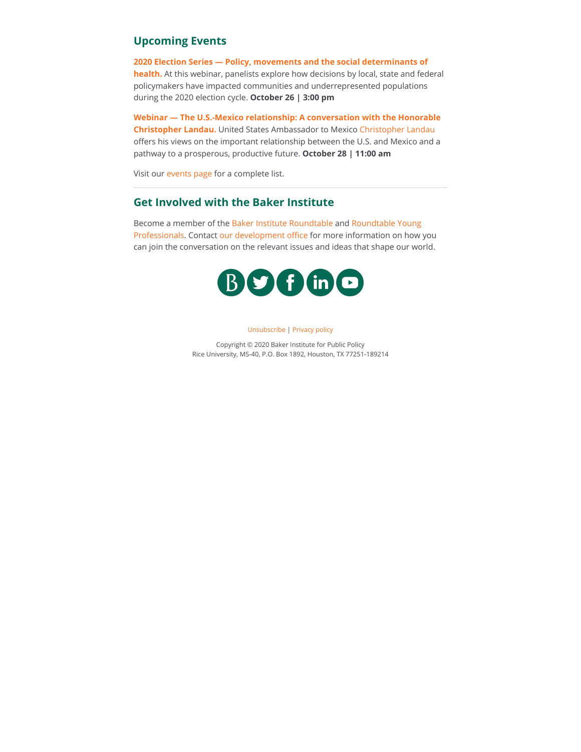## Upcoming Events

**2020 Election Series — Policy, movements and the social determinants of health.** At this webinar, panelists explore how decisions by local, state and federal policymakers have impacted communities and underrepresented populations during the 2020 election cycle. **October 26 | 3:00 pm**

**Webinar — The U.S.-Mexico relationship: A conversation with the Honorable Christopher Landau.** United States Ambassador to Mexico Christopher Landau offers his views on the important relationship between the U.S. and Mexico and a pathway to a prosperous, productive future. **October 28 | 11:00 am**

Visit our events page for a complete list.

---

## Get Involved with the Baker Institute

Become a member of the Baker Institute Roundtable and Roundtable Young Professionals. Contact our development office for more information on how you can join the conversation on the relevant issues and ideas that shape our world.

Unsubscribe | Privacy policy

Copyright © 2020 Baker Institute for Public Policy
Rice University, MS-40, P.O. Box 1892, Houston, TX 77251-189214